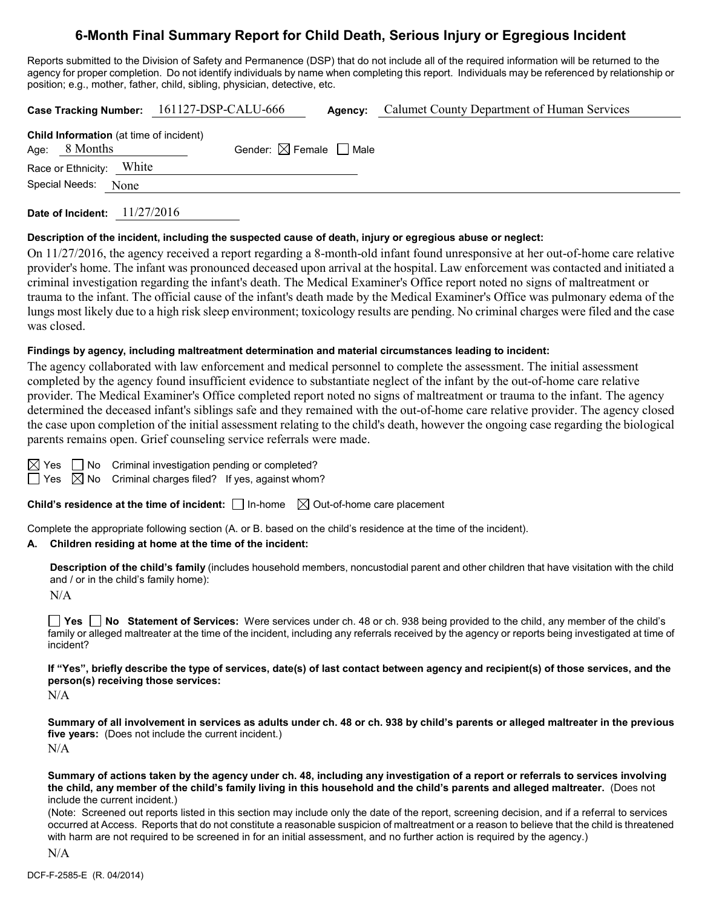# 6-Month Final Summary Report for Child Death, Serious Injury or Egregious Incident

Reports submitted to the Division of Safety and Permanence (DSP) that do not include all of the required information will be returned to the agency for proper completion. Do not identify individuals by name when completing this report. Individuals may be referenced by relationship or position; e.g., mother, father, child, sibling, physician, detective, etc.

**Case Tracking Number:** 161127-DSP-CALU-666 **Agency:** Calumet County Department of Human Services

**Child Information** (at time of incident)

Age: 8 Months Gender: ☒ Female ☐ Male

Race or Ethnicity: White

Special Needs: None

**Date of Incident:** 11/27/2016

**Description of the incident, including the suspected cause of death, injury or egregious abuse or neglect:**

On 11/27/2016, the agency received a report regarding a 8-month-old infant found unresponsive at her out-of-home care relative provider's home. The infant was pronounced deceased upon arrival at the hospital. Law enforcement was contacted and initiated a criminal investigation regarding the infant's death. The Medical Examiner's Office report noted no signs of maltreatment or trauma to the infant. The official cause of the infant's death made by the Medical Examiner's Office was pulmonary edema of the lungs most likely due to a high risk sleep environment; toxicology results are pending. No criminal charges were filed and the case was closed.

**Findings by agency, including maltreatment determination and material circumstances leading to incident:**

The agency collaborated with law enforcement and medical personnel to complete the assessment. The initial assessment completed by the agency found insufficient evidence to substantiate neglect of the infant by the out-of-home care relative provider. The Medical Examiner's Office completed report noted no signs of maltreatment or trauma to the infant. The agency determined the deceased infant's siblings safe and they remained with the out-of-home care relative provider. The agency closed the case upon completion of the initial assessment relating to the child's death, however the ongoing case regarding the biological parents remains open. Grief counseling service referrals were made.

☒ Yes ☐ No Criminal investigation pending or completed?

☐ Yes ☒ No Criminal charges filed? If yes, against whom?

**Child's residence at the time of incident:** ☐ In-home ☒ Out-of-home care placement

Complete the appropriate following section (A. or B. based on the child's residence at the time of the incident).

**A. Children residing at home at the time of the incident:**

**Description of the child's family** (includes household members, noncustodial parent and other children that have visitation with the child and / or in the child's family home):

N/A

☐ **Yes** ☐ **No Statement of Services:** Were services under ch. 48 or ch. 938 being provided to the child, any member of the child's family or alleged maltreater at the time of the incident, including any referrals received by the agency or reports being investigated at time of incident?

**If "Yes", briefly describe the type of services, date(s) of last contact between agency and recipient(s) of those services, and the person(s) receiving those services:**

N/A

**Summary of all involvement in services as adults under ch. 48 or ch. 938 by child's parents or alleged maltreater in the previous five years:** (Does not include the current incident.)

N/A

**Summary of actions taken by the agency under ch. 48, including any investigation of a report or referrals to services involving the child, any member of the child's family living in this household and the child's parents and alleged maltreater.** (Does not include the current incident.)

(Note: Screened out reports listed in this section may include only the date of the report, screening decision, and if a referral to services occurred at Access. Reports that do not constitute a reasonable suspicion of maltreatment or a reason to believe that the child is threatened with harm are not required to be screened in for an initial assessment, and no further action is required by the agency.)

N/A

DCF-F-2585-E (R. 04/2014)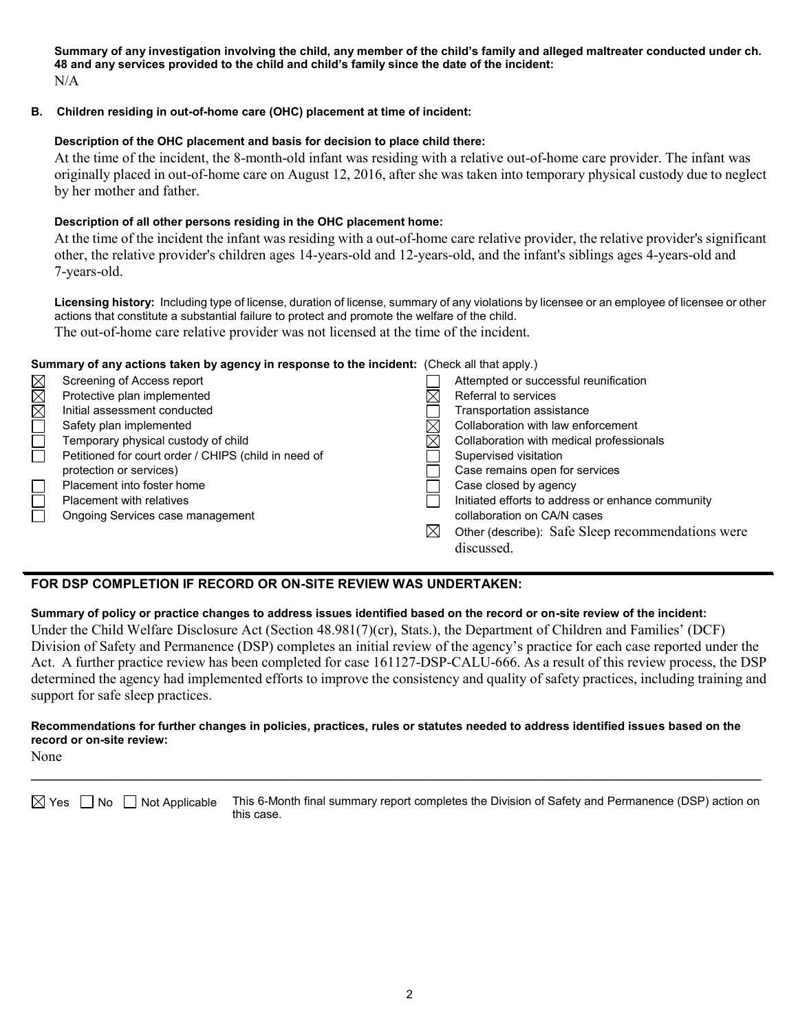**Summary of any investigation involving the child, any member of the child's family and alleged maltreater conducted under ch. 48 and any services provided to the child and child's family since the date of the incident:**

N/A

**B. Children residing in out-of-home care (OHC) placement at time of incident:**

**Description of the OHC placement and basis for decision to place child there:**

At the time of the incident, the 8-month-old infant was residing with a relative out-of-home care provider. The infant was originally placed in out-of-home care on August 12, 2016, after she was taken into temporary physical custody due to neglect by her mother and father.

**Description of all other persons residing in the OHC placement home:**

At the time of the incident the infant was residing with a out-of-home care relative provider, the relative provider's significant other, the relative provider's children ages 14-years-old and 12-years-old, and the infant's siblings ages 4-years-old and 7-years-old.

**Licensing history:** Including type of license, duration of license, summary of any violations by licensee or an employee of licensee or other actions that constitute a substantial failure to protect and promote the welfare of the child.

The out-of-home care relative provider was not licensed at the time of the incident.

**Summary of any actions taken by agency in response to the incident:** (Check all that apply.)

- ☒ Screening of Access report
- ☒ Protective plan implemented
- ☒ Initial assessment conducted
- ☐ Safety plan implemented
- ☐ Temporary physical custody of child
- ☐ Petitioned for court order / CHIPS (child in need of protection or services)
- ☐ Placement into foster home
- ☐ Placement with relatives
- ☐ Ongoing Services case management
- ☐ Attempted or successful reunification
- ☒ Referral to services
- ☐ Transportation assistance
- ☒ Collaboration with law enforcement
- ☒ Collaboration with medical professionals
- ☐ Supervised visitation
- ☐ Case remains open for services
- ☐ Case closed by agency
- ☐ Initiated efforts to address or enhance community collaboration on CA/N cases
- ☒ Other (describe): Safe Sleep recommendations were discussed.

## FOR DSP COMPLETION IF RECORD OR ON-SITE REVIEW WAS UNDERTAKEN:

**Summary of policy or practice changes to address issues identified based on the record or on-site review of the incident:**

Under the Child Welfare Disclosure Act (Section 48.981(7)(cr), Stats.), the Department of Children and Families' (DCF) Division of Safety and Permanence (DSP) completes an initial review of the agency's practice for each case reported under the Act. A further practice review has been completed for case 161127-DSP-CALU-666. As a result of this review process, the DSP determined the agency had implemented efforts to improve the consistency and quality of safety practices, including training and support for safe sleep practices.

**Recommendations for further changes in policies, practices, rules or statutes needed to address identified issues based on the record or on-site review:**

None

---

☒ Yes ☐ No ☐ Not Applicable This 6-Month final summary report completes the Division of Safety and Permanence (DSP) action on this case.